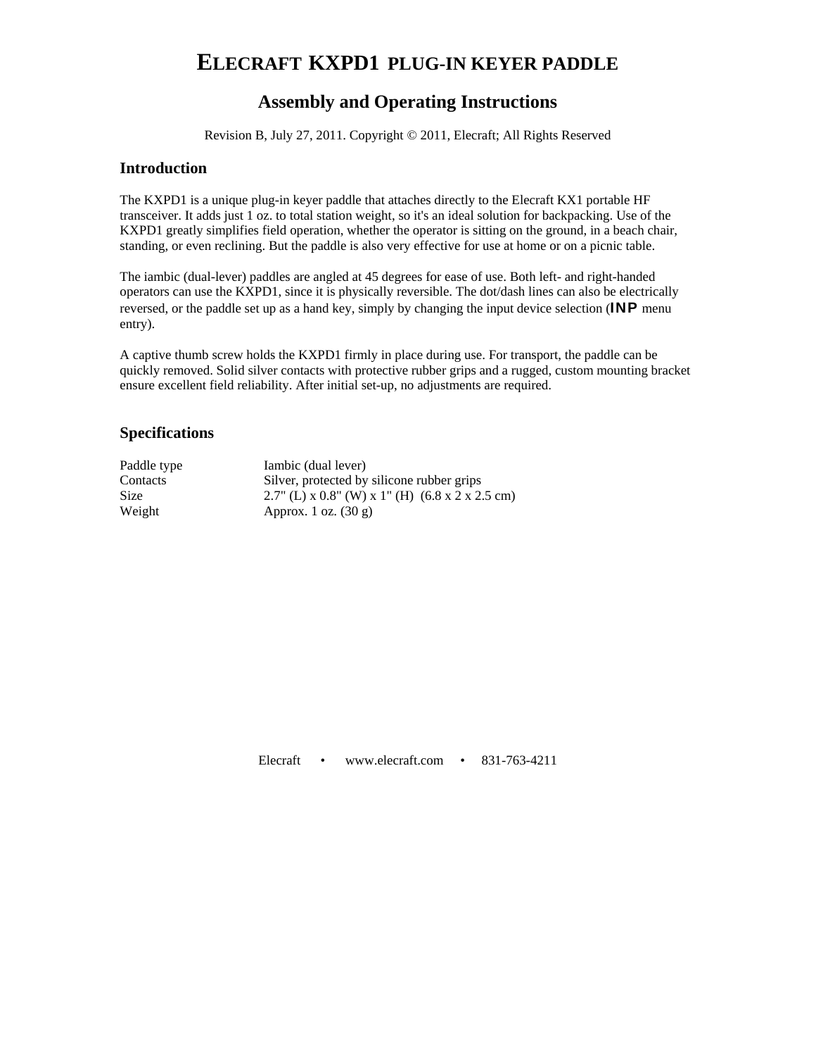# ELECRAFT KXPD1 PLUG-IN KEYER PADDLE

## Assembly and Operating Instructions

Revision B, July 27, 2011. Copyright © 2011, Elecraft; All Rights Reserved

### Introduction

The KXPD1 is a unique plug-in keyer paddle that attaches directly to the Elecraft KX1 portable HF transceiver. It adds just 1 oz. to total station weight, so it's an ideal solution for backpacking. Use of the KXPD1 greatly simplifies field operation, whether the operator is sitting on the ground, in a beach chair, standing, or even reclining. But the paddle is also very effective for use at home or on a picnic table.

The iambic (dual-lever) paddles are angled at 45 degrees for ease of use. Both left- and right-handed operators can use the KXPD1, since it is physically reversible. The dot/dash lines can also be electrically reversed, or the paddle set up as a hand key, simply by changing the input device selection (**INP** menu entry).

A captive thumb screw holds the KXPD1 firmly in place during use. For transport, the paddle can be quickly removed. Solid silver contacts with protective rubber grips and a rugged, custom mounting bracket ensure excellent field reliability. After initial set-up, no adjustments are required.

### Specifications

| | |
|---|---|
| Paddle type | Iambic (dual lever) |
| Contacts | Silver, protected by silicone rubber grips |
| Size | 2.7" (L) x 0.8" (W) x 1" (H) (6.8 x 2 x 2.5 cm) |
| Weight | Approx. 1 oz. (30 g) |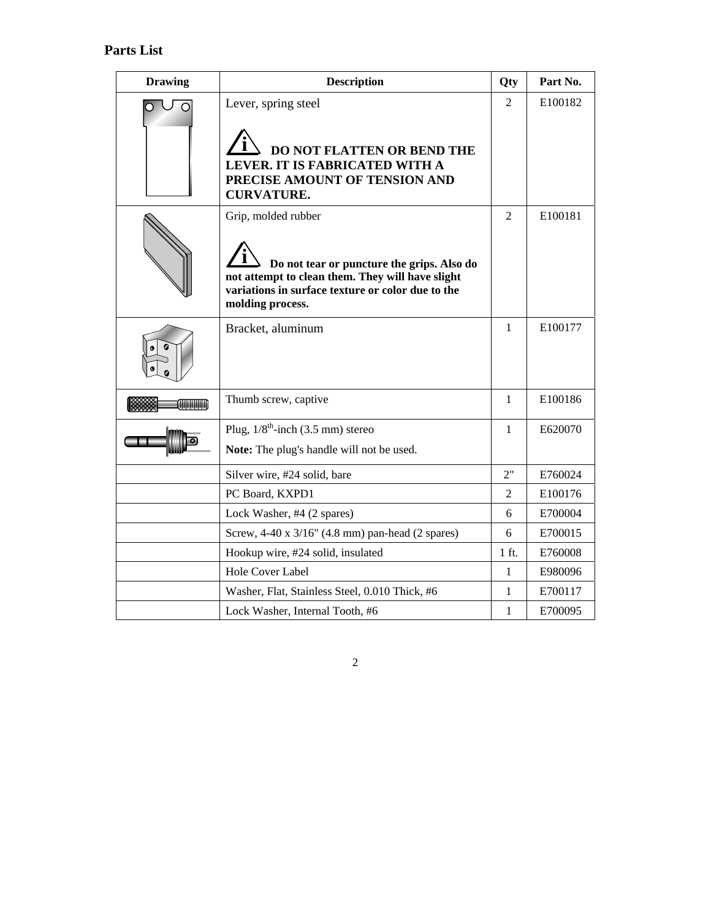## Parts List

| Drawing | Description | Qty | Part No. |
|---|---|---|---|
| | Lever, spring steel<br><br>**DO NOT FLATTEN OR BEND THE LEVER. IT IS FABRICATED WITH A PRECISE AMOUNT OF TENSION AND CURVATURE.** | 2 | E100182 |
| | Grip, molded rubber<br><br>**Do not tear or puncture the grips. Also do not attempt to clean them. They will have slight variations in surface texture or color due to the molding process.** | 2 | E100181 |
| | Bracket, aluminum | 1 | E100177 |
| | Thumb screw, captive | 1 | E100186 |
| | Plug, 1/8th-inch (3.5 mm) stereo<br><br>**Note:** The plug's handle will not be used. | 1 | E620070 |
| | Silver wire, #24 solid, bare | 2" | E760024 |
| | PC Board, KXPD1 | 2 | E100176 |
| | Lock Washer, #4 (2 spares) | 6 | E700004 |
| | Screw, 4-40 x 3/16" (4.8 mm) pan-head (2 spares) | 6 | E700015 |
| | Hookup wire, #24 solid, insulated | 1 ft. | E760008 |
| | Hole Cover Label | 1 | E980096 |
| | Washer, Flat, Stainless Steel, 0.010 Thick, #6 | 1 | E700117 |
| | Lock Washer, Internal Tooth, #6 | 1 | E700095 |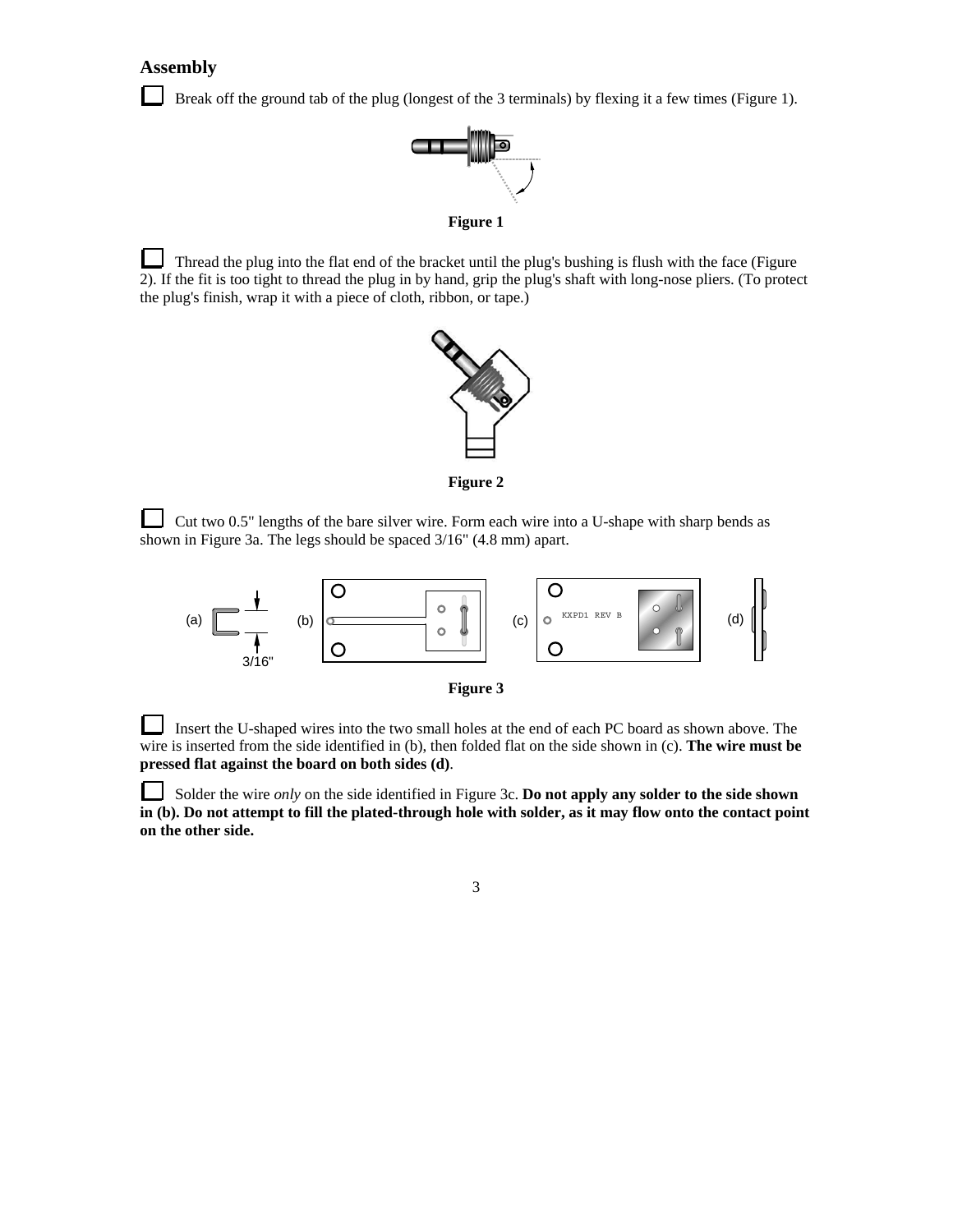## Assembly

☐ Break off the ground tab of the plug (longest of the 3 terminals) by flexing it a few times (Figure 1).

**Figure 1**

☐ Thread the plug into the flat end of the bracket until the plug's bushing is flush with the face (Figure 2). If the fit is too tight to thread the plug in by hand, grip the plug's shaft with long-nose pliers. (To protect the plug's finish, wrap it with a piece of cloth, ribbon, or tape.)

**Figure 2**

☐ Cut two 0.5" lengths of the bare silver wire. Form each wire into a U-shape with sharp bends as shown in Figure 3a. The legs should be spaced 3/16" (4.8 mm) apart.

(a) 3/16" (b) (c) KXPD1 REV B (d)

**Figure 3**

☐ Insert the U-shaped wires into the two small holes at the end of each PC board as shown above. The wire is inserted from the side identified in (b), then folded flat on the side shown in (c). **The wire must be pressed flat against the board on both sides (d)**.

☐ Solder the wire *only* on the side identified in Figure 3c. **Do not apply any solder to the side shown in (b). Do not attempt to fill the plated-through hole with solder, as it may flow onto the contact point on the other side.**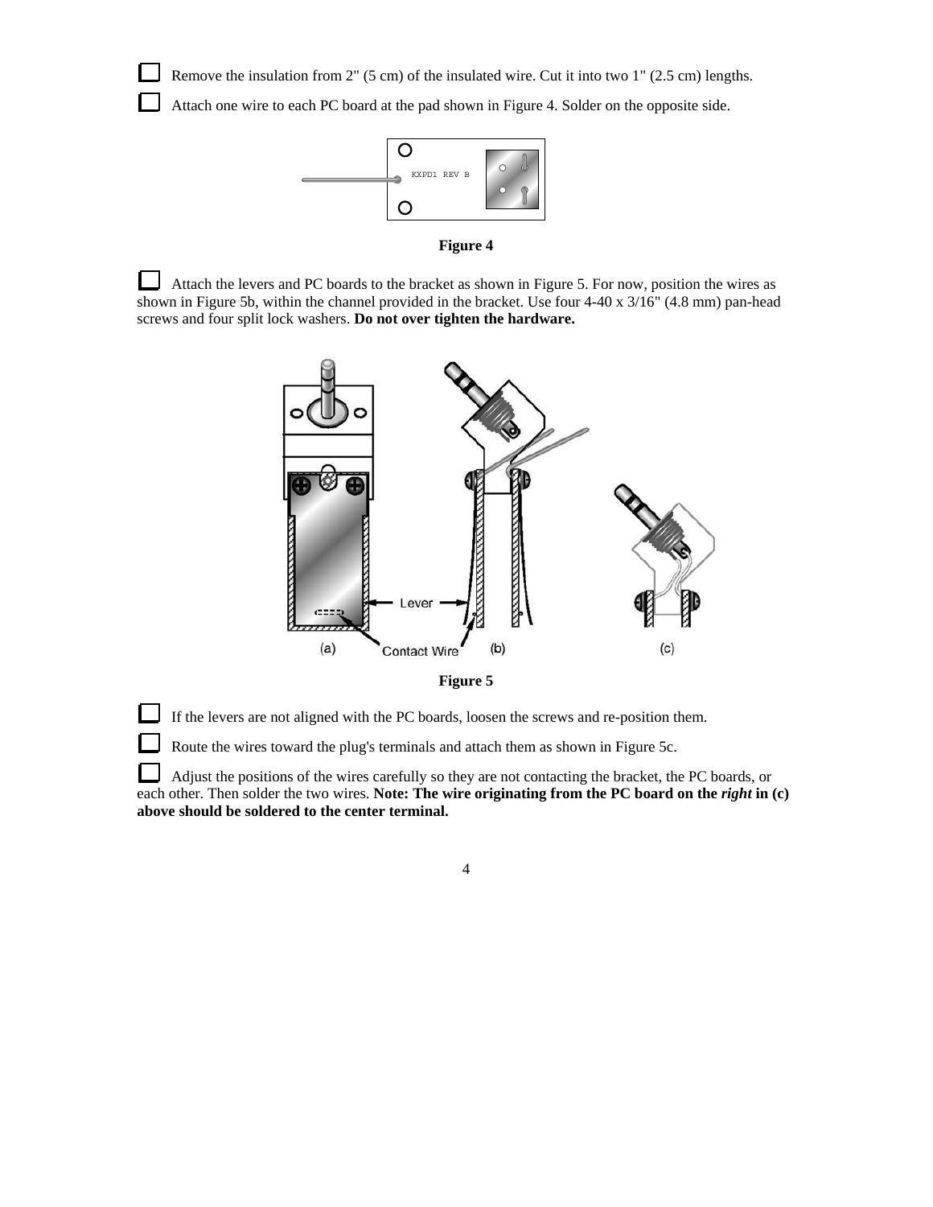☐ Remove the insulation from 2" (5 cm) of the insulated wire. Cut it into two 1" (2.5 cm) lengths.

☐ Attach one wire to each PC board at the pad shown in Figure 4. Solder on the opposite side.

**Figure 4**

☐ Attach the levers and PC boards to the bracket as shown in Figure 5. For now, position the wires as shown in Figure 5b, within the channel provided in the bracket. Use four 4-40 x 3/16" (4.8 mm) pan-head screws and four split lock washers. **Do not over tighten the hardware.**

**Figure 5**

☐ If the levers are not aligned with the PC boards, loosen the screws and re-position them.

☐ Route the wires toward the plug's terminals and attach them as shown in Figure 5c.

☐ Adjust the positions of the wires carefully so they are not contacting the bracket, the PC boards, or each other. Then solder the two wires. **Note: The wire originating from the PC board on the *right* in (c) above should be soldered to the center terminal.**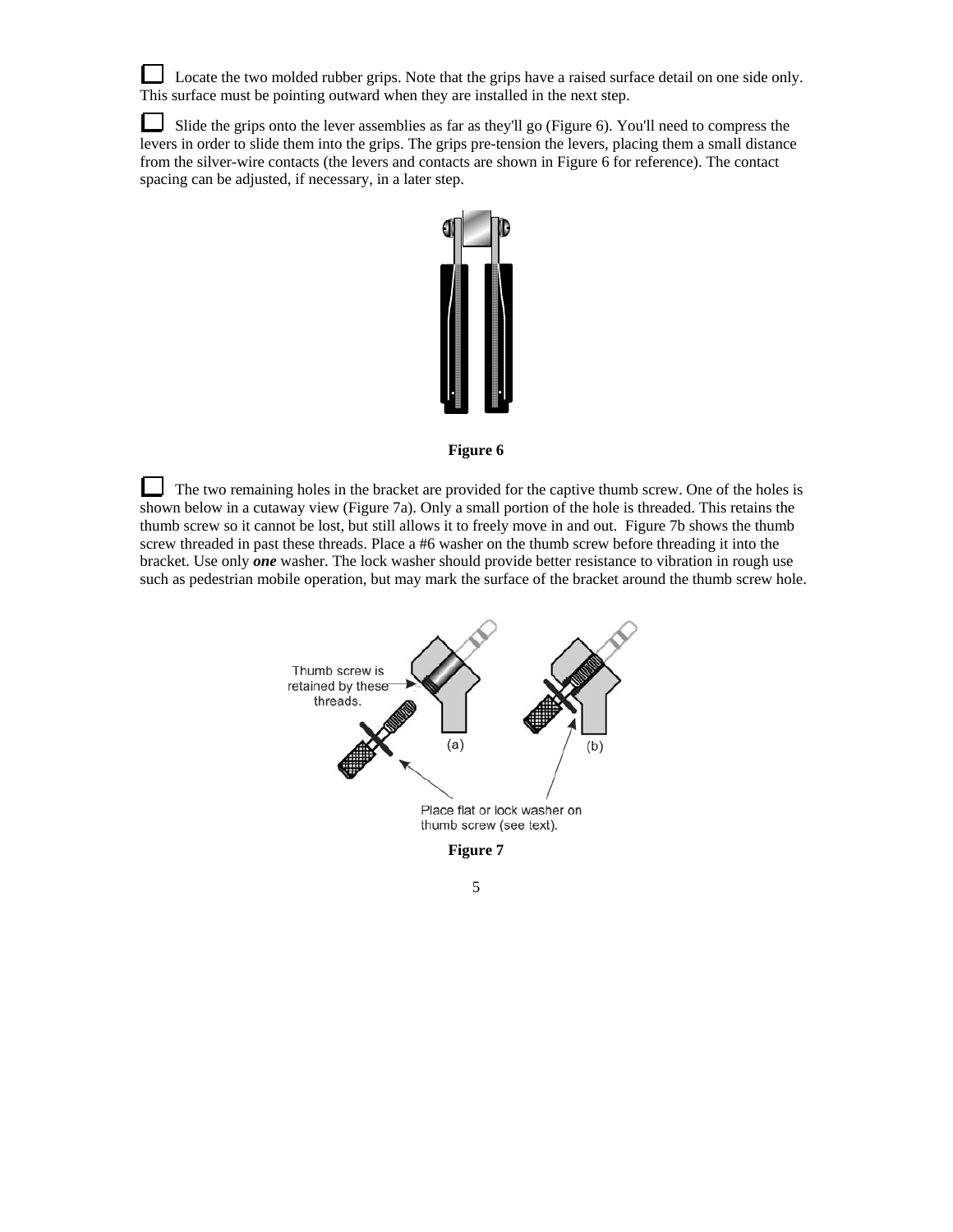☐ Locate the two molded rubber grips. Note that the grips have a raised surface detail on one side only. This surface must be pointing outward when they are installed in the next step.

☐ Slide the grips onto the lever assemblies as far as they'll go (Figure 6). You'll need to compress the levers in order to slide them into the grips. The grips pre-tension the levers, placing them a small distance from the silver-wire contacts (the levers and contacts are shown in Figure 6 for reference). The contact spacing can be adjusted, if necessary, in a later step.

**Figure 6**

☐ The two remaining holes in the bracket are provided for the captive thumb screw. One of the holes is shown below in a cutaway view (Figure 7a). Only a small portion of the hole is threaded. This retains the thumb screw so it cannot be lost, but still allows it to freely move in and out. Figure 7b shows the thumb screw threaded in past these threads. Place a #6 washer on the thumb screw before threading it into the bracket. Use only ***one*** washer. The lock washer should provide better resistance to vibration in rough use such as pedestrian mobile operation, but may mark the surface of the bracket around the thumb screw hole.

Thumb screw is retained by these threads.

(a) (b)

Place flat or lock washer on thumb screw (see text).

**Figure 7**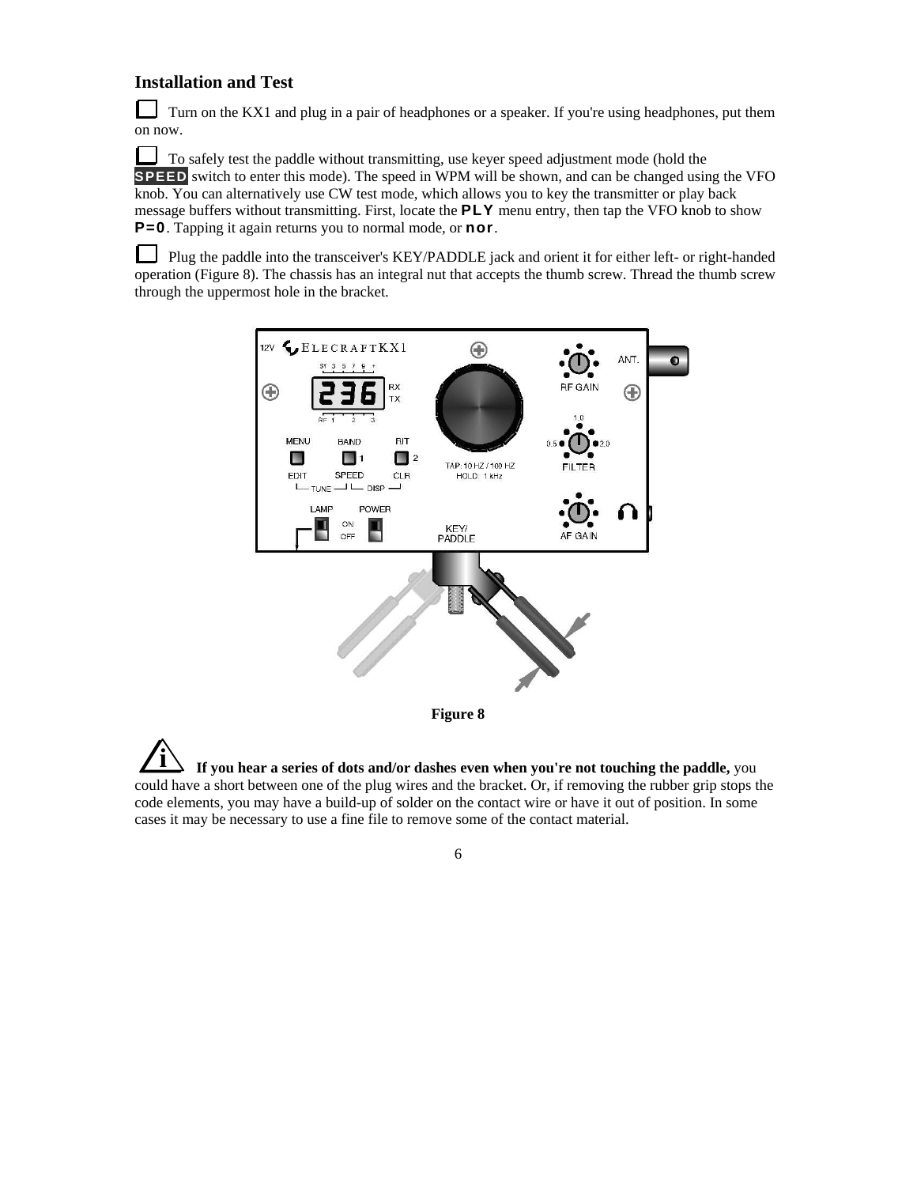## Installation and Test

☐ Turn on the KX1 and plug in a pair of headphones or a speaker. If you're using headphones, put them on now.

☐ To safely test the paddle without transmitting, use keyer speed adjustment mode (hold the **SPEED** switch to enter this mode). The speed in WPM will be shown, and can be changed using the VFO knob. You can alternatively use CW test mode, which allows you to key the transmitter or play back message buffers without transmitting. First, locate the **PLY** menu entry, then tap the VFO knob to show **P=0**. Tapping it again returns you to normal mode, or **nor**.

☐ Plug the paddle into the transceiver's KEY/PADDLE jack and orient it for either left- or right-handed operation (Figure 8). The chassis has an integral nut that accepts the thumb screw. Thread the thumb screw through the uppermost hole in the bracket.

**Figure 8**

**If you hear a series of dots and/or dashes even when you're not touching the paddle,** you could have a short between one of the plug wires and the bracket. Or, if removing the rubber grip stops the code elements, you may have a build-up of solder on the contact wire or have it out of position. In some cases it may be necessary to use a fine file to remove some of the contact material.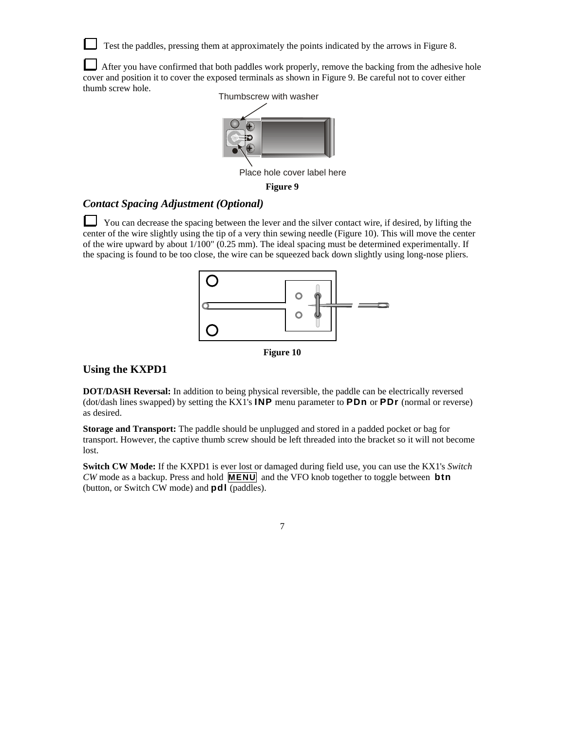☐ Test the paddles, pressing them at approximately the points indicated by the arrows in Figure 8.

☐ After you have confirmed that both paddles work properly, remove the backing from the adhesive hole cover and position it to cover the exposed terminals as shown in Figure 9. Be careful not to cover either thumb screw hole.

Thumbscrew with washer

Place hole cover label here

**Figure 9**

### *Contact Spacing Adjustment (Optional)*

☐ You can decrease the spacing between the lever and the silver contact wire, if desired, by lifting the center of the wire slightly using the tip of a very thin sewing needle (Figure 10). This will move the center of the wire upward by about 1/100" (0.25 mm). The ideal spacing must be determined experimentally. If the spacing is found to be too close, the wire can be squeezed back down slightly using long-nose pliers.

**Figure 10**

## Using the KXPD1

**DOT/DASH Reversal:** In addition to being physical reversible, the paddle can be electrically reversed (dot/dash lines swapped) by setting the KX1's **INP** menu parameter to **PDn** or **PDr** (normal or reverse) as desired.

**Storage and Transport:** The paddle should be unplugged and stored in a padded pocket or bag for transport. However, the captive thumb screw should be left threaded into the bracket so it will not become lost.

**Switch CW Mode:** If the KXPD1 is ever lost or damaged during field use, you can use the KX1's *Switch CW* mode as a backup. Press and hold **MENU** and the VFO knob together to toggle between **btn** (button, or Switch CW mode) and **pdl** (paddles).